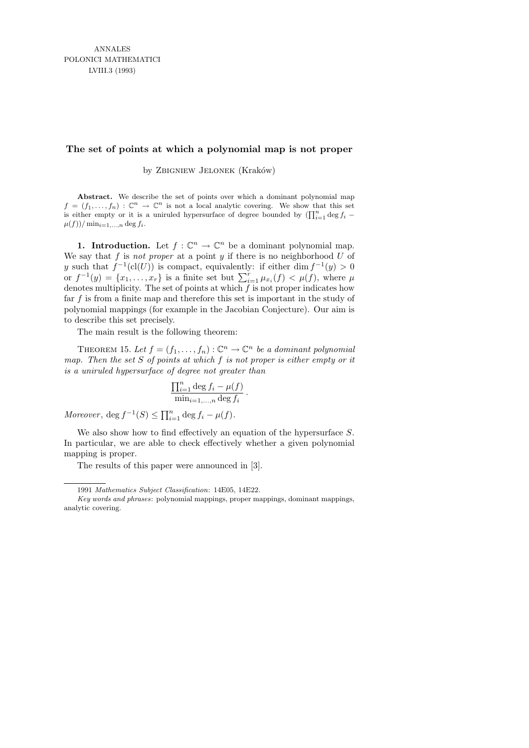# The set of points at which a polynomial map is not proper

by Zbigniew Jelonek (Kraków)

**Abstract.** We describe the set of points over which a dominant polynomial map $f = (f_1, \ldots, f_n) : \mathbb{C}^n \to \mathbb{C}^n$ is not a local analytic covering. We show that this set is either empty or it is a uniruled hypersurface of degree bounded by $(\prod_{i=1}^n \deg f_i - \mu(f))/\min_{i=1,\ldots,n} \deg f_i$.

**1. Introduction.** Let $f : \mathbb{C}^n \to \mathbb{C}^n$ be a dominant polynomial map. We say that $f$ is *not proper* at a point $y$ if there is no neighborhood $U$ of $y$ such that $f^{-1}(\mathrm{cl}(U))$ is compact, equivalently: if either $\dim f^{-1}(y) > 0$ or $f^{-1}(y) = \{x_1, \ldots, x_r\}$ is a finite set but $\sum_{i=1}^r \mu_{x_i}(f) < \mu(f)$, where $\mu$ denotes multiplicity. The set of points at which $f$ is not proper indicates how far $f$ is from a finite map and therefore this set is important in the study of polynomial mappings (for example in the Jacobian Conjecture). Our aim is to describe this set precisely.

The main result is the following theorem:

Theorem 15. *Let $f = (f_1, \ldots, f_n) : \mathbb{C}^n \to \mathbb{C}^n$ be a dominant polynomial map. Then the set $S$ of points at which $f$ is not proper is either empty or it is a uniruled hypersurface of degree not greater than*

$$\frac{\prod_{i=1}^n \deg f_i - \mu(f)}{\min_{i=1,\ldots,n} \deg f_i}.$$

*Moreover*, $\deg f^{-1}(S) \le \prod_{i=1}^n \deg f_i - \mu(f)$.

We also show how to find effectively an equation of the hypersurface $S$. In particular, we are able to check effectively whether a given polynomial mapping is proper.

The results of this paper were announced in [3].

1991 *Mathematics Subject Classification*: 14E05, 14E22.

*Key words and phrases*: polynomial mappings, proper mappings, dominant mappings, analytic covering.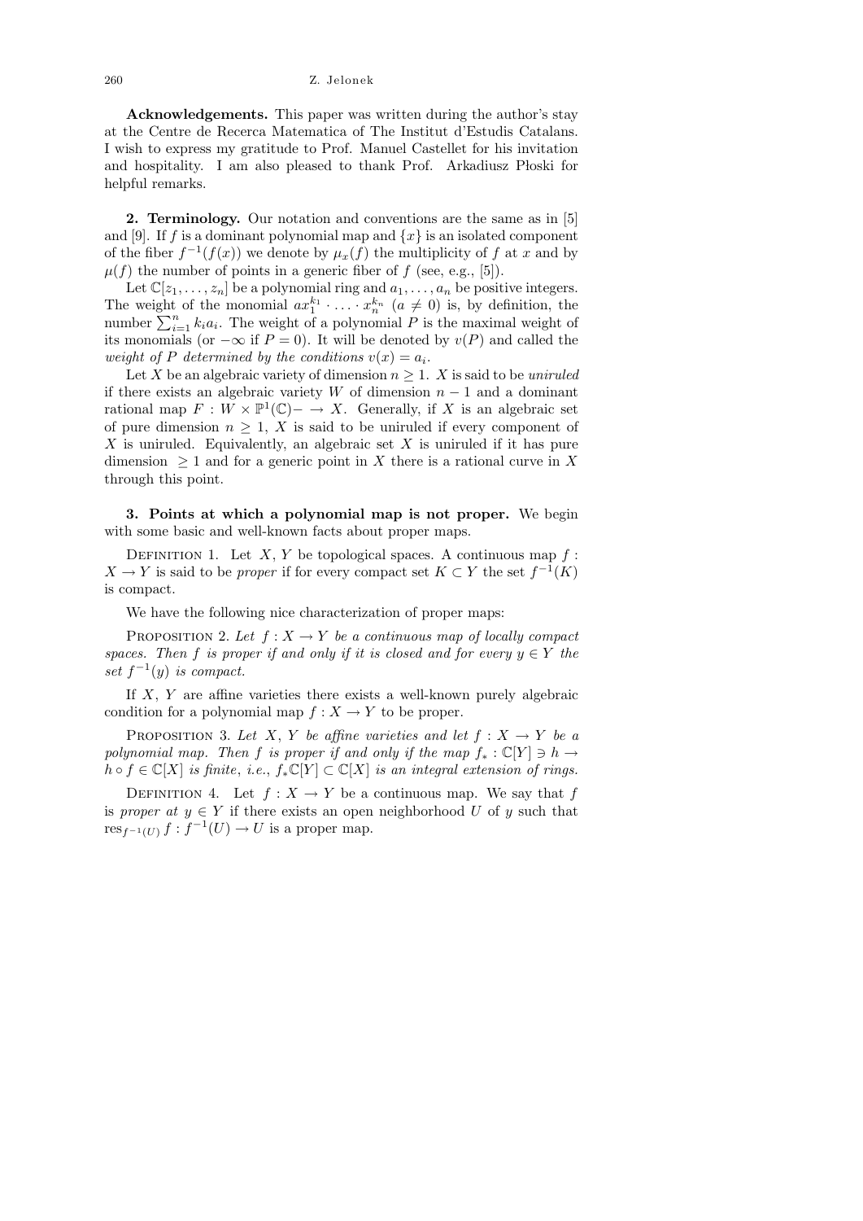**Acknowledgements.** This paper was written during the author's stay at the Centre de Recerca Matematica of The Institut d'Estudis Catalans. I wish to express my gratitude to Prof. Manuel Castellet for his invitation and hospitality. I am also pleased to thank Prof. Arkadiusz Płoski for helpful remarks.

**2. Terminology.** Our notation and conventions are the same as in [5] and [9]. If $f$ is a dominant polynomial map and $\{x\}$ is an isolated component of the fiber $f^{-1}(f(x))$ we denote by $\mu_x(f)$ the multiplicity of $f$ at $x$ and by $\mu(f)$ the number of points in a generic fiber of $f$ (see, e.g., [5]).

Let $\mathbb{C}[z_1, \ldots, z_n]$ be a polynomial ring and $a_1, \ldots, a_n$ be positive integers. The weight of the monomial $ax_1^{k_1} \cdot \ldots \cdot x_n^{k_n}$ ($a \neq 0$) is, by definition, the number $\sum_{i=1}^{n} k_i a_i$. The weight of a polynomial $P$ is the maximal weight of its monomials (or $-\infty$ if $P = 0$). It will be denoted by $v(P)$ and called the *weight of $P$ determined by the conditions $v(x) = a_i$*.

Let $X$ be an algebraic variety of dimension $n \geq 1$. $X$ is said to be *uniruled* if there exists an algebraic variety $W$ of dimension $n-1$ and a dominant rational map $F : W \times \mathbb{P}^1(\mathbb{C}) - \to X$. Generally, if $X$ is an algebraic set of pure dimension $n \geq 1$, $X$ is said to be uniruled if every component of $X$ is uniruled. Equivalently, an algebraic set $X$ is uniruled if it has pure dimension $\geq 1$ and for a generic point in $X$ there is a rational curve in $X$ through this point.

**3. Points at which a polynomial map is not proper.** We begin with some basic and well-known facts about proper maps.

Definition 1. Let $X$, $Y$ be topological spaces. A continuous map $f : X \to Y$ is said to be *proper* if for every compact set $K \subset Y$ the set $f^{-1}(K)$ is compact.

We have the following nice characterization of proper maps:

Proposition 2. *Let $f : X \to Y$ be a continuous map of locally compact spaces. Then $f$ is proper if and only if it is closed and for every $y \in Y$ the set $f^{-1}(y)$ is compact.*

If $X$, $Y$ are affine varieties there exists a well-known purely algebraic condition for a polynomial map $f : X \to Y$ to be proper.

Proposition 3. *Let $X$, $Y$ be affine varieties and let $f : X \to Y$ be a polynomial map. Then $f$ is proper if and only if the map $f_* : \mathbb{C}[Y] \ni h \to h \circ f \in \mathbb{C}[X]$ is finite, i.e., $f_*\mathbb{C}[Y] \subset \mathbb{C}[X]$ is an integral extension of rings.*

Definition 4. Let $f : X \to Y$ be a continuous map. We say that $f$ is *proper at $y \in Y$* if there exists an open neighborhood $U$ of $y$ such that $\operatorname{res}_{f^{-1}(U)} f : f^{-1}(U) \to U$ is a proper map.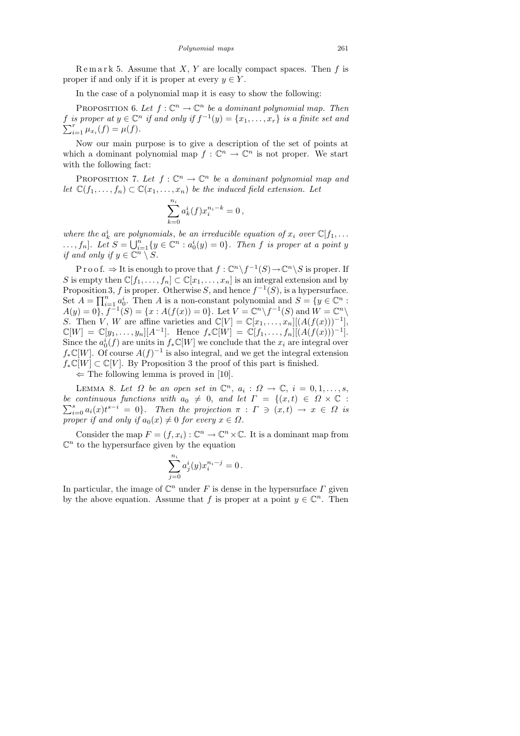Remark 5. Assume that $X$, $Y$ are locally compact spaces. Then $f$ is proper if and only if it is proper at every $y \in Y$.

In the case of a polynomial map it is easy to show the following:

Proposition 6. *Let $f : \mathbb{C}^n \to \mathbb{C}^n$ be a dominant polynomial map. Then $f$ is proper at $y \in \mathbb{C}^n$ if and only if $f^{-1}(y) = \{x_1, \ldots, x_r\}$ is a finite set and $\sum_{i=1}^{r} \mu_{x_i}(f) = \mu(f)$.*

Now our main purpose is to give a description of the set of points at which a dominant polynomial map $f : \mathbb{C}^n \to \mathbb{C}^n$ is not proper. We start with the following fact:

Proposition 7. *Let $f : \mathbb{C}^n \to \mathbb{C}^n$ be a dominant polynomial map and let $\mathbb{C}(f_1, \ldots, f_n) \subset \mathbb{C}(x_1, \ldots, x_n)$ be the induced field extension. Let*

$$\sum_{k=0}^{n_i} a_k^i(f) x_i^{n_i - k} = 0\,,$$

*where the $a_k^i$ are polynomials, be an irreducible equation of $x_i$ over $\mathbb{C}[f_1, \ldots, f_n]$. Let $S = \bigcup_{i=1}^{n} \{y \in \mathbb{C}^n : a_0^i(y) = 0\}$. Then $f$ is proper at a point $y$ if and only if $y \in \mathbb{C}^n \setminus S$.*

Proof. $\Rightarrow$ It is enough to prove that $f : \mathbb{C}^n \setminus f^{-1}(S) \to \mathbb{C}^n \setminus S$ is proper. If $S$ is empty then $\mathbb{C}[f_1, \ldots, f_n] \subset \mathbb{C}[x_1, \ldots, x_n]$ is an integral extension and by Proposition 3, $f$ is proper. Otherwise $S$, and hence $f^{-1}(S)$, is a hypersurface. Set $A = \prod_{i=1}^{n} a_0^i$. Then $A$ is a non-constant polynomial and $S = \{y \in \mathbb{C}^n : A(y) = 0\}$, $f^{-1}(S) = \{x : A(f(x)) = 0\}$. Let $V = \mathbb{C}^n \setminus f^{-1}(S)$ and $W = \mathbb{C}^n \setminus S$. Then $V$, $W$ are affine varieties and $\mathbb{C}[V] = \mathbb{C}[x_1, \ldots, x_n][(A(f(x)))^{-1}]$, $\mathbb{C}[W] = \mathbb{C}[y_1, \ldots, y_n][A^{-1}]$. Hence $f_*\mathbb{C}[W] = \mathbb{C}[f_1, \ldots, f_n][(A(f(x)))^{-1}]$. Since the $a_0^i(f)$ are units in $f_*\mathbb{C}[W]$ we conclude that the $x_i$ are integral over $f_*\mathbb{C}[W]$. Of course $A(f)^{-1}$ is also integral, and we get the integral extension $f_*\mathbb{C}[W] \subset \mathbb{C}[V]$. By Proposition 3 the proof of this part is finished.

$\Leftarrow$ The following lemma is proved in [10].

Lemma 8. *Let $\Omega$ be an open set in $\mathbb{C}^n$, $a_i : \Omega \to \mathbb{C}$, $i = 0, 1, \ldots, s$, be continuous functions with $a_0 \neq 0$, and let $\Gamma = \{(x, t) \in \Omega \times \mathbb{C} : \sum_{i=0}^{s} a_i(x) t^{s-i} = 0\}$. Then the projection $\pi : \Gamma \ni (x, t) \to x \in \Omega$ is proper if and only if $a_0(x) \neq 0$ for every $x \in \Omega$.*

Consider the map $F = (f, x_i) : \mathbb{C}^n \to \mathbb{C}^n \times \mathbb{C}$. It is a dominant map from $\mathbb{C}^n$ to the hypersurface given by the equation

$$\sum_{j=0}^{n_i} a_j^i(y) x_i^{n_i - j} = 0\,.$$

In particular, the image of $\mathbb{C}^n$ under $F$ is dense in the hypersurface $\Gamma$ given by the above equation. Assume that $f$ is proper at a point $y \in \mathbb{C}^n$. Then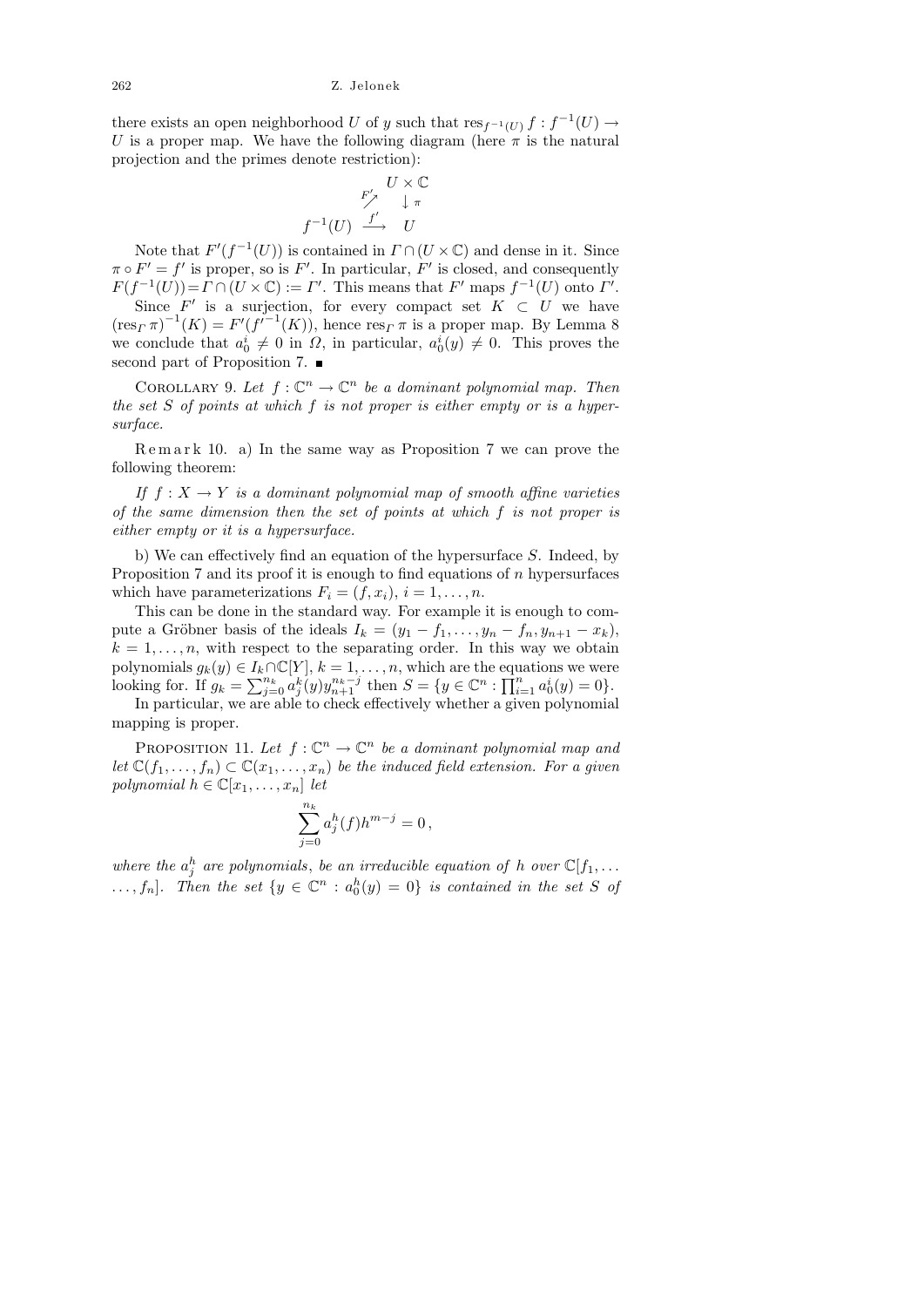there exists an open neighborhood $U$ of $y$ such that $\mathrm{res}_{f^{-1}(U)} f : f^{-1}(U) \to U$ is a proper map. We have the following diagram (here $\pi$ is the natural projection and the primes denote restriction):

$$\begin{array}{ccc} & & U \times \mathbb{C} \\ & \overset{F'}{\nearrow} & \downarrow \pi \\ f^{-1}(U) & \overset{f'}{\longrightarrow} & U \end{array}$$

Note that $F'(f^{-1}(U))$ is contained in $\Gamma \cap (U \times \mathbb{C})$ and dense in it. Since $\pi \circ F' = f'$ is proper, so is $F'$. In particular, $F'$ is closed, and consequently $F(f^{-1}(U)) = \Gamma \cap (U \times \mathbb{C}) := \Gamma'$. This means that $F'$ maps $f^{-1}(U)$ onto $\Gamma'$.

Since $F'$ is a surjection, for every compact set $K \subset U$ we have $(\mathrm{res}_\Gamma \pi)^{-1}(K) = F'({f'}^{-1}(K))$, hence $\mathrm{res}_\Gamma \pi$ is a proper map. By Lemma 8 we conclude that $a_0^i \neq 0$ in $\Omega$, in particular, $a_0^i(y) \neq 0$. This proves the second part of Proposition 7. ∎

Corollary 9. *Let $f : \mathbb{C}^n \to \mathbb{C}^n$ be a dominant polynomial map. Then the set $S$ of points at which $f$ is not proper is either empty or is a hypersurface.*

Remark 10. a) In the same way as Proposition 7 we can prove the following theorem:

*If $f : X \to Y$ is a dominant polynomial map of smooth affine varieties of the same dimension then the set of points at which $f$ is not proper is either empty or it is a hypersurface.*

b) We can effectively find an equation of the hypersurface $S$. Indeed, by Proposition 7 and its proof it is enough to find equations of $n$ hypersurfaces which have parameterizations $F_i = (f, x_i)$, $i = 1, \ldots, n$.

This can be done in the standard way. For example it is enough to compute a Gröbner basis of the ideals $I_k = (y_1 - f_1, \ldots, y_n - f_n, y_{n+1} - x_k)$, $k = 1, \ldots, n$, with respect to the separating order. In this way we obtain polynomials $g_k(y) \in I_k \cap \mathbb{C}[Y]$, $k = 1, \ldots, n$, which are the equations we were looking for. If $g_k = \sum_{j=0}^{n_k} a_j^k(y) y_{n+1}^{n_k - j}$ then $S = \{y \in \mathbb{C}^n : \prod_{i=1}^n a_0^i(y) = 0\}$.

In particular, we are able to check effectively whether a given polynomial mapping is proper.

Proposition 11. *Let $f : \mathbb{C}^n \to \mathbb{C}^n$ be a dominant polynomial map and let $\mathbb{C}(f_1, \ldots, f_n) \subset \mathbb{C}(x_1, \ldots, x_n)$ be the induced field extension. For a given polynomial $h \in \mathbb{C}[x_1, \ldots, x_n]$ let*

$$\sum_{j=0}^{n_k} a_j^h(f) h^{m-j} = 0\,,$$

*where the $a_j^h$ are polynomials, be an irreducible equation of $h$ over $\mathbb{C}[f_1, \ldots, f_n]$. Then the set $\{y \in \mathbb{C}^n : a_0^h(y) = 0\}$ is contained in the set $S$ of*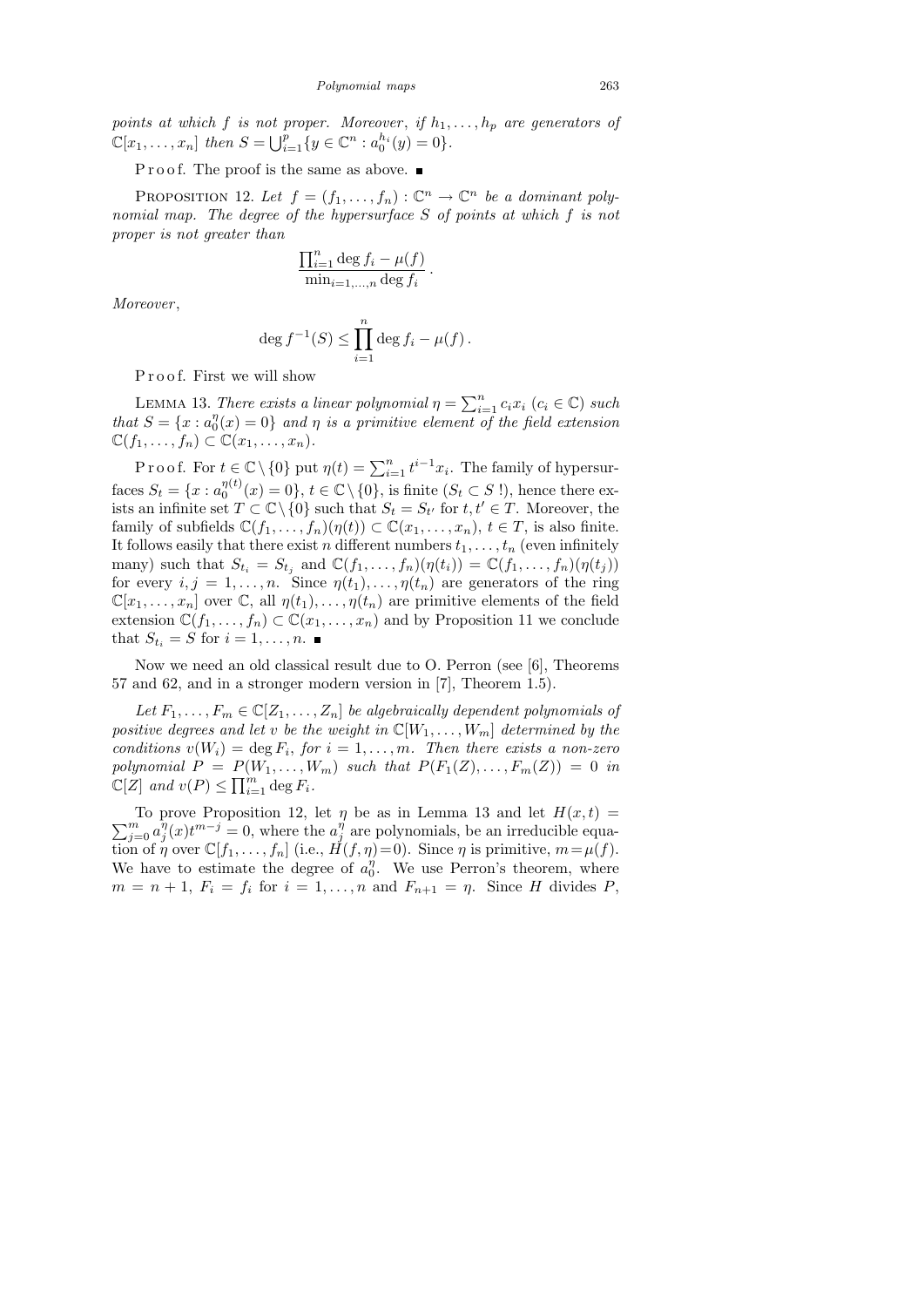*points at which $f$ is not proper. Moreover, if $h_1, \ldots, h_p$ are generators of $\mathbb{C}[x_1, \ldots, x_n]$ then $S = \bigcup_{i=1}^{p} \{y \in \mathbb{C}^n : a_0^{h_i}(y) = 0\}$.*

Proof. The proof is the same as above. ∎

Proposition 12. *Let $f = (f_1, \ldots, f_n) : \mathbb{C}^n \to \mathbb{C}^n$ be a dominant polynomial map. The degree of the hypersurface $S$ of points at which $f$ is not proper is not greater than*

$$\frac{\prod_{i=1}^{n} \deg f_i - \mu(f)}{\min_{i=1,\ldots,n} \deg f_i} .$$

*Moreover*,

$$\deg f^{-1}(S) \le \prod_{i=1}^{n} \deg f_i - \mu(f) .$$

Proof. First we will show

Lemma 13. *There exists a linear polynomial $\eta = \sum_{i=1}^{n} c_i x_i$ ($c_i \in \mathbb{C}$) such that $S = \{x : a_0^{\eta}(x) = 0\}$ and $\eta$ is a primitive element of the field extension $\mathbb{C}(f_1, \ldots, f_n) \subset \mathbb{C}(x_1, \ldots, x_n)$.*

Proof. For $t \in \mathbb{C} \setminus \{0\}$ put $\eta(t) = \sum_{i=1}^{n} t^{i-1} x_i$. The family of hypersurfaces $S_t = \{x : a_0^{\eta(t)}(x) = 0\}$, $t \in \mathbb{C} \setminus \{0\}$, is finite ($S_t \subset S$ !), hence there exists an infinite set $T \subset \mathbb{C} \setminus \{0\}$ such that $S_t = S_{t'}$ for $t, t' \in T$. Moreover, the family of subfields $\mathbb{C}(f_1, \ldots, f_n)(\eta(t)) \subset \mathbb{C}(x_1, \ldots, x_n)$, $t \in T$, is also finite. It follows easily that there exist $n$ different numbers $t_1, \ldots, t_n$ (even infinitely many) such that $S_{t_i} = S_{t_j}$ and $\mathbb{C}(f_1, \ldots, f_n)(\eta(t_i)) = \mathbb{C}(f_1, \ldots, f_n)(\eta(t_j))$ for every $i, j = 1, \ldots, n$. Since $\eta(t_1), \ldots, \eta(t_n)$ are generators of the ring $\mathbb{C}[x_1, \ldots, x_n]$ over $\mathbb{C}$, all $\eta(t_1), \ldots, \eta(t_n)$ are primitive elements of the field extension $\mathbb{C}(f_1, \ldots, f_n) \subset \mathbb{C}(x_1, \ldots, x_n)$ and by Proposition 11 we conclude that $S_{t_i} = S$ for $i = 1, \ldots, n$. ∎

Now we need an old classical result due to O. Perron (see [6], Theorems 57 and 62, and in a stronger modern version in [7], Theorem 1.5).

*Let $F_1, \ldots, F_m \in \mathbb{C}[Z_1, \ldots, Z_n]$ be algebraically dependent polynomials of positive degrees and let $v$ be the weight in $\mathbb{C}[W_1, \ldots, W_m]$ determined by the conditions $v(W_i) = \deg F_i$, for $i = 1, \ldots, m$. Then there exists a non-zero polynomial $P = P(W_1, \ldots, W_m)$ such that $P(F_1(Z), \ldots, F_m(Z)) = 0$ in $\mathbb{C}[Z]$ and $v(P) \le \prod_{i=1}^{m} \deg F_i$.*

To prove Proposition 12, let $\eta$ be as in Lemma 13 and let $H(x, t) = \sum_{j=0}^{m} a_j^{\eta}(x) t^{m-j} = 0$, where the $a_j^{\eta}$ are polynomials, be an irreducible equation of $\eta$ over $\mathbb{C}[f_1, \ldots, f_n]$ (i.e., $H(f, \eta) = 0$). Since $\eta$ is primitive, $m = \mu(f)$. We have to estimate the degree of $a_0^{\eta}$. We use Perron's theorem, where $m = n + 1$, $F_i = f_i$ for $i = 1, \ldots, n$ and $F_{n+1} = \eta$. Since $H$ divides $P$,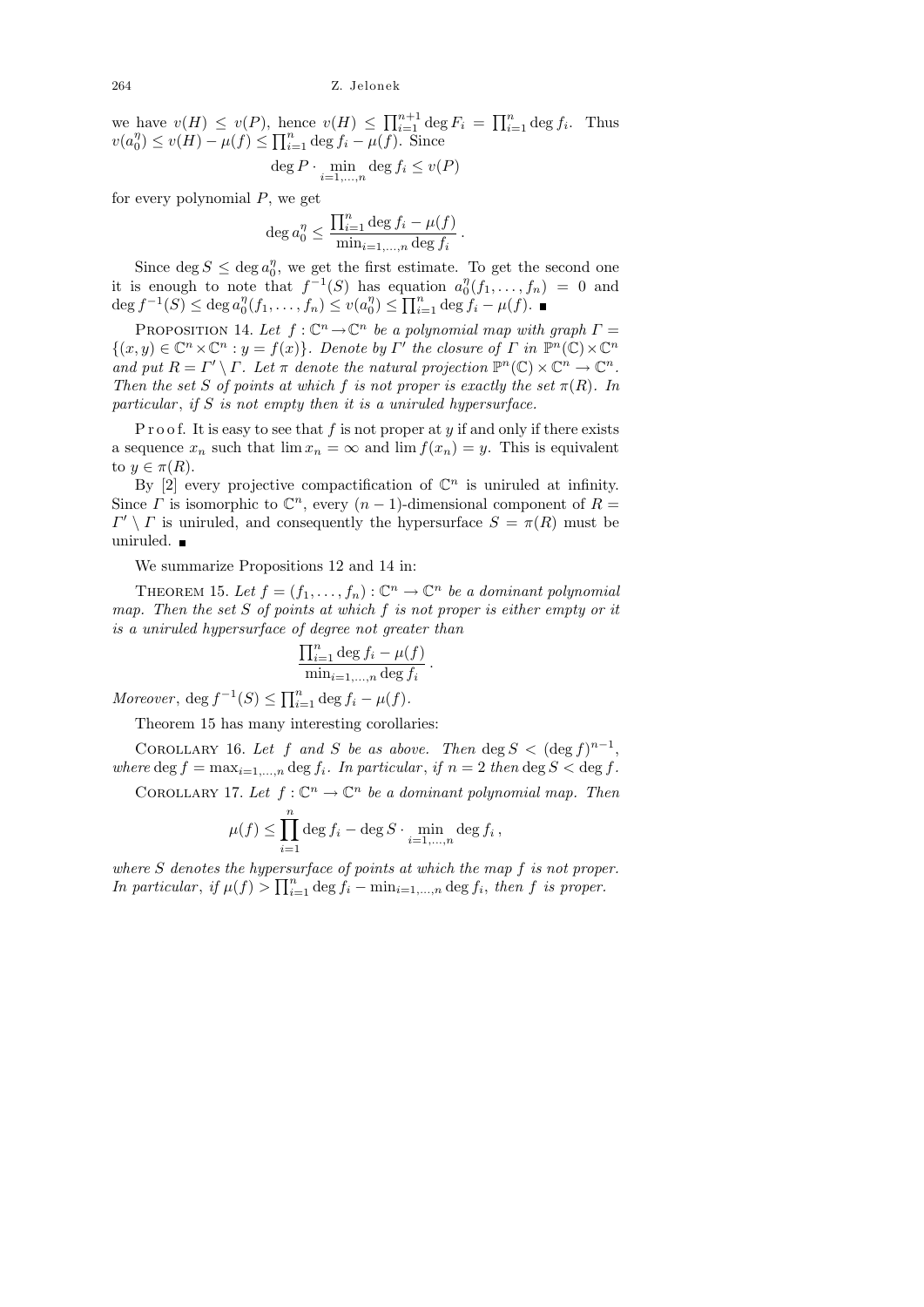we have $v(H) \leq v(P)$, hence $v(H) \leq \prod_{i=1}^{n+1} \deg F_i = \prod_{i=1}^{n} \deg f_i$. Thus $v(a_0^\eta) \leq v(H) - \mu(f) \leq \prod_{i=1}^{n} \deg f_i - \mu(f)$. Since

$$\deg P \cdot \min_{i=1,\dots,n} \deg f_i \leq v(P)$$

for every polynomial $P$, we get

$$\deg a_0^\eta \leq \frac{\prod_{i=1}^{n} \deg f_i - \mu(f)}{\min_{i=1,\dots,n} \deg f_i}.$$

Since $\deg S \leq \deg a_0^\eta$, we get the first estimate. To get the second one it is enough to note that $f^{-1}(S)$ has equation $a_0^\eta(f_1, \dots, f_n) = 0$ and $\deg f^{-1}(S) \leq \deg a_0^\eta(f_1, \dots, f_n) \leq v(a_0^\eta) \leq \prod_{i=1}^{n} \deg f_i - \mu(f)$. ∎

Proposition 14. *Let $f : \mathbb{C}^n \to \mathbb{C}^n$ be a polynomial map with graph $\Gamma = \{(x, y) \in \mathbb{C}^n \times \mathbb{C}^n : y = f(x)\}$. Denote by $\Gamma'$ the closure of $\Gamma$ in $\mathbb{P}^n(\mathbb{C}) \times \mathbb{C}^n$ and put $R = \Gamma' \setminus \Gamma$. Let $\pi$ denote the natural projection $\mathbb{P}^n(\mathbb{C}) \times \mathbb{C}^n \to \mathbb{C}^n$. Then the set $S$ of points at which $f$ is not proper is exactly the set $\pi(R)$. In particular, if $S$ is not empty then it is a uniruled hypersurface.*

Proof. It is easy to see that $f$ is not proper at $y$ if and only if there exists a sequence $x_n$ such that $\lim x_n = \infty$ and $\lim f(x_n) = y$. This is equivalent to $y \in \pi(R)$.

By [2] every projective compactification of $\mathbb{C}^n$ is uniruled at infinity. Since $\Gamma$ is isomorphic to $\mathbb{C}^n$, every $(n-1)$-dimensional component of $R = \Gamma' \setminus \Gamma$ is uniruled, and consequently the hypersurface $S = \pi(R)$ must be uniruled. ∎

We summarize Propositions 12 and 14 in:

Theorem 15. *Let $f = (f_1, \dots, f_n) : \mathbb{C}^n \to \mathbb{C}^n$ be a dominant polynomial map. Then the set $S$ of points at which $f$ is not proper is either empty or it is a uniruled hypersurface of degree not greater than*

$$\frac{\prod_{i=1}^{n} \deg f_i - \mu(f)}{\min_{i=1,\dots,n} \deg f_i}.$$

*Moreover*, $\deg f^{-1}(S) \leq \prod_{i=1}^{n} \deg f_i - \mu(f)$.

Theorem 15 has many interesting corollaries:

Corollary 16. *Let $f$ and $S$ be as above. Then $\deg S < (\deg f)^{n-1}$, where $\deg f = \max_{i=1,\dots,n} \deg f_i$. In particular, if $n = 2$ then $\deg S < \deg f$.*

Corollary 17. *Let $f : \mathbb{C}^n \to \mathbb{C}^n$ be a dominant polynomial map. Then*

$$\mu(f) \leq \prod_{i=1}^{n} \deg f_i - \deg S \cdot \min_{i=1,\dots,n} \deg f_i,$$

*where $S$ denotes the hypersurface of points at which the map $f$ is not proper. In particular, if $\mu(f) > \prod_{i=1}^{n} \deg f_i - \min_{i=1,\dots,n} \deg f_i$, then $f$ is proper.*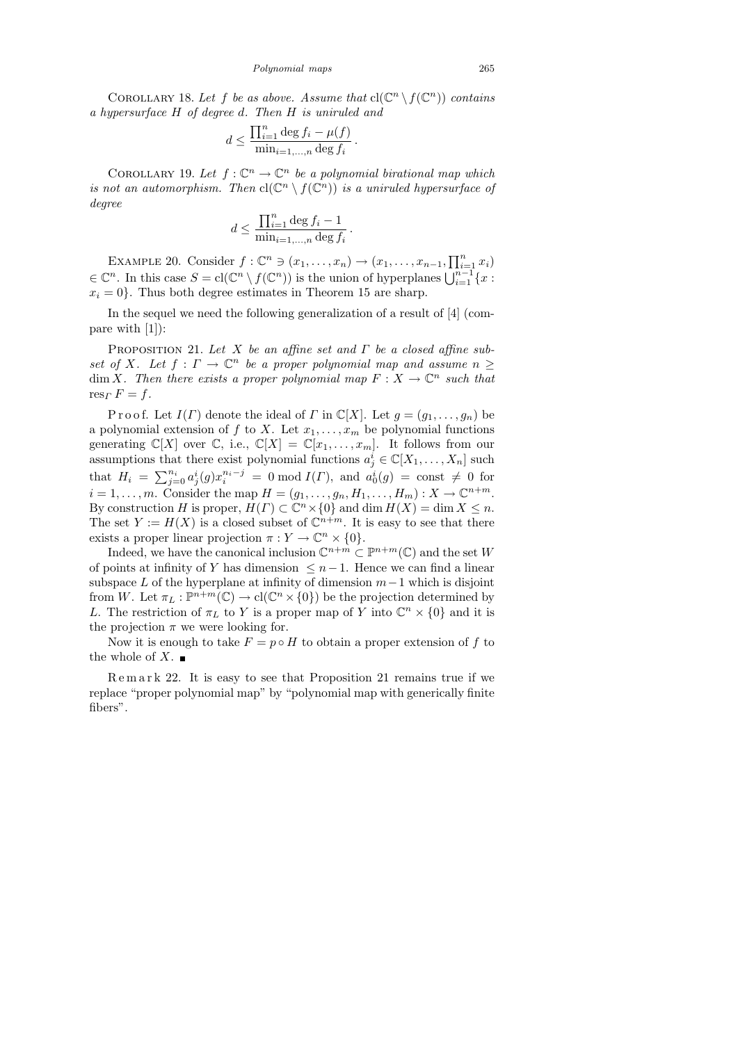Corollary 18. *Let $f$ be as above. Assume that* $\mathrm{cl}(\mathbb{C}^n \setminus f(\mathbb{C}^n))$ *contains a hypersurface $H$ of degree $d$. Then $H$ is uniruled and*

$$d \le \frac{\prod_{i=1}^n \deg f_i - \mu(f)}{\min_{i=1,\dots,n} \deg f_i}.$$

Corollary 19. *Let $f : \mathbb{C}^n \to \mathbb{C}^n$ be a polynomial birational map which is not an automorphism. Then* $\mathrm{cl}(\mathbb{C}^n \setminus f(\mathbb{C}^n))$ *is a uniruled hypersurface of degree*

$$d \le \frac{\prod_{i=1}^n \deg f_i - 1}{\min_{i=1,\dots,n} \deg f_i}.$$

Example 20. Consider $f : \mathbb{C}^n \ni (x_1, \dots, x_n) \to (x_1, \dots, x_{n-1}, \prod_{i=1}^n x_i) \in \mathbb{C}^n$. In this case $S = \mathrm{cl}(\mathbb{C}^n \setminus f(\mathbb{C}^n))$ is the union of hyperplanes $\bigcup_{i=1}^{n-1} \{x : x_i = 0\}$. Thus both degree estimates in Theorem 15 are sharp.

In the sequel we need the following generalization of a result of [4] (compare with [1]):

Proposition 21. *Let $X$ be an affine set and $\Gamma$ be a closed affine subset of $X$. Let $f : \Gamma \to \mathbb{C}^n$ be a proper polynomial map and assume $n \ge \dim X$. Then there exists a proper polynomial map $F : X \to \mathbb{C}^n$ such that* $\mathrm{res}_\Gamma F = f$.

Proof. Let $I(\Gamma)$ denote the ideal of $\Gamma$ in $\mathbb{C}[X]$. Let $g = (g_1, \dots, g_n)$ be a polynomial extension of $f$ to $X$. Let $x_1, \dots, x_m$ be polynomial functions generating $\mathbb{C}[X]$ over $\mathbb{C}$, i.e., $\mathbb{C}[X] = \mathbb{C}[x_1, \dots, x_m]$. It follows from our assumptions that there exist polynomial functions $a_j^i \in \mathbb{C}[X_1, \dots, X_n]$ such that $H_i = \sum_{j=0}^{n_i} a_j^i(g) x_i^{n_i - j} = 0 \bmod I(\Gamma)$, and $a_0^i(g) = \mathrm{const} \ne 0$ for $i = 1, \dots, m$. Consider the map $H = (g_1, \dots, g_n, H_1, \dots, H_m) : X \to \mathbb{C}^{n+m}$. By construction $H$ is proper, $H(\Gamma) \subset \mathbb{C}^n \times \{0\}$ and $\dim H(X) = \dim X \le n$. The set $Y := H(X)$ is a closed subset of $\mathbb{C}^{n+m}$. It is easy to see that there exists a proper linear projection $\pi : Y \to \mathbb{C}^n \times \{0\}$.

Indeed, we have the canonical inclusion $\mathbb{C}^{n+m} \subset \mathbb{P}^{n+m}(\mathbb{C})$ and the set $W$ of points at infinity of $Y$ has dimension $\le n - 1$. Hence we can find a linear subspace $L$ of the hyperplane at infinity of dimension $m - 1$ which is disjoint from $W$. Let $\pi_L : \mathbb{P}^{n+m}(\mathbb{C}) \to \mathrm{cl}(\mathbb{C}^n \times \{0\})$ be the projection determined by $L$. The restriction of $\pi_L$ to $Y$ is a proper map of $Y$ into $\mathbb{C}^n \times \{0\}$ and it is the projection $\pi$ we were looking for.

Now it is enough to take $F = p \circ H$ to obtain a proper extension of $f$ to the whole of $X$. ∎

Remark 22. It is easy to see that Proposition 21 remains true if we replace "proper polynomial map" by "polynomial map with generically finite fibers".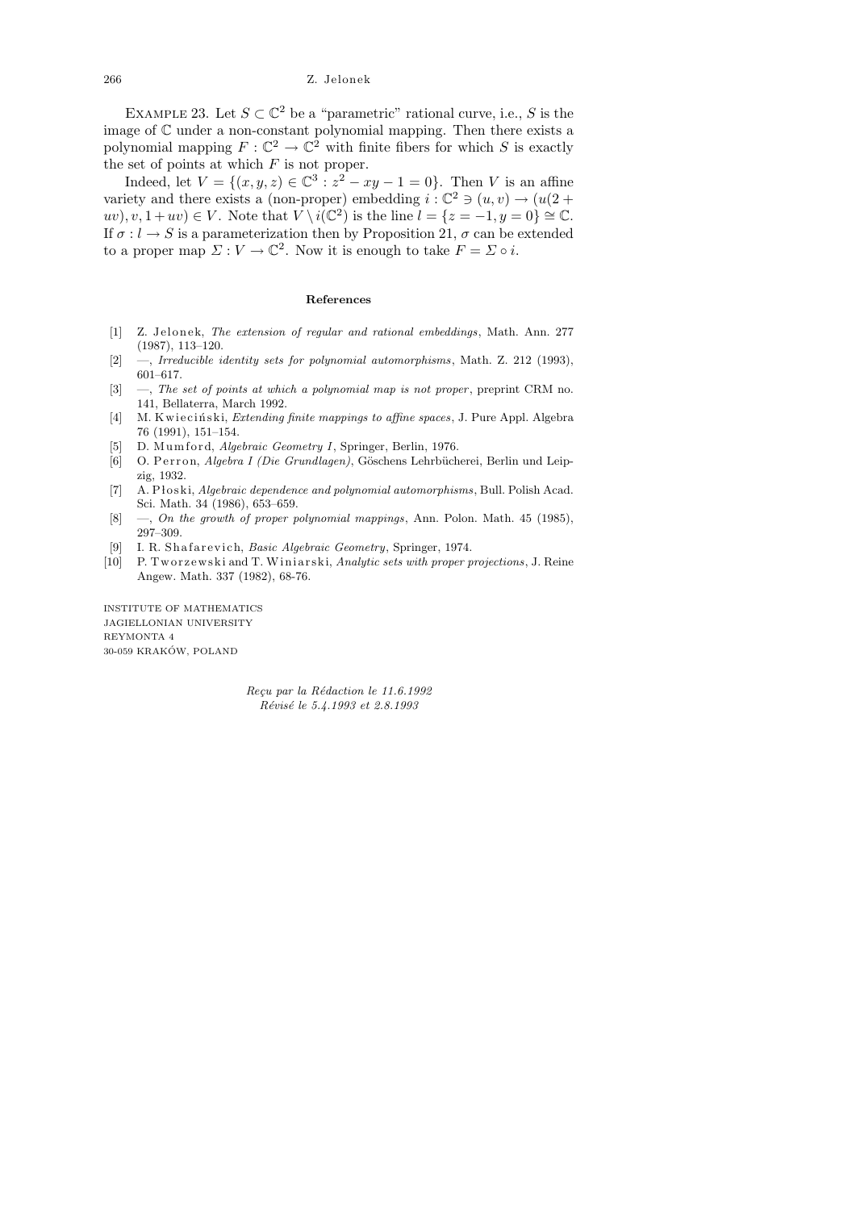Example 23. Let $S \subset \mathbb{C}^2$ be a "parametric" rational curve, i.e., $S$ is the image of $\mathbb{C}$ under a non-constant polynomial mapping. Then there exists a polynomial mapping $F : \mathbb{C}^2 \to \mathbb{C}^2$ with finite fibers for which $S$ is exactly the set of points at which $F$ is not proper.

Indeed, let $V = \{(x, y, z) \in \mathbb{C}^3 : z^2 - xy - 1 = 0\}$. Then $V$ is an affine variety and there exists a (non-proper) embedding $i : \mathbb{C}^2 \ni (u, v) \to (u(2 + uv), v, 1 + uv) \in V$. Note that $V \setminus i(\mathbb{C}^2)$ is the line $l = \{z = -1, y = 0\} \cong \mathbb{C}$. If $\sigma : l \to S$ is a parameterization then by Proposition 21, $\sigma$ can be extended to a proper map $\Sigma : V \to \mathbb{C}^2$. Now it is enough to take $F = \Sigma \circ i$.

## References

[1] Z. Jelonek, *The extension of regular and rational embeddings*, Math. Ann. 277 (1987), 113–120.

[2] —, *Irreducible identity sets for polynomial automorphisms*, Math. Z. 212 (1993), 601–617.

[3] —, *The set of points at which a polynomial map is not proper*, preprint CRM no. 141, Bellaterra, March 1992.

[4] M. Kwieciński, *Extending finite mappings to affine spaces*, J. Pure Appl. Algebra 76 (1991), 151–154.

[5] D. Mumford, *Algebraic Geometry I*, Springer, Berlin, 1976.

[6] O. Perron, *Algebra I (Die Grundlagen)*, Göschens Lehrbücherei, Berlin und Leipzig, 1932.

[7] A. Płoski, *Algebraic dependence and polynomial automorphisms*, Bull. Polish Acad. Sci. Math. 34 (1986), 653–659.

[8] —, *On the growth of proper polynomial mappings*, Ann. Polon. Math. 45 (1985), 297–309.

[9] I. R. Shafarevich, *Basic Algebraic Geometry*, Springer, 1974.

[10] P. Tworzewski and T. Winiarski, *Analytic sets with proper projections*, J. Reine Angew. Math. 337 (1982), 68-76.

INSTITUTE OF MATHEMATICS
JAGIELLONIAN UNIVERSITY
REYMONTA 4
30-059 KRAKÓW, POLAND

*Reçu par la Rédaction le 11.6.1992*
*Révisé le 5.4.1993 et 2.8.1993*